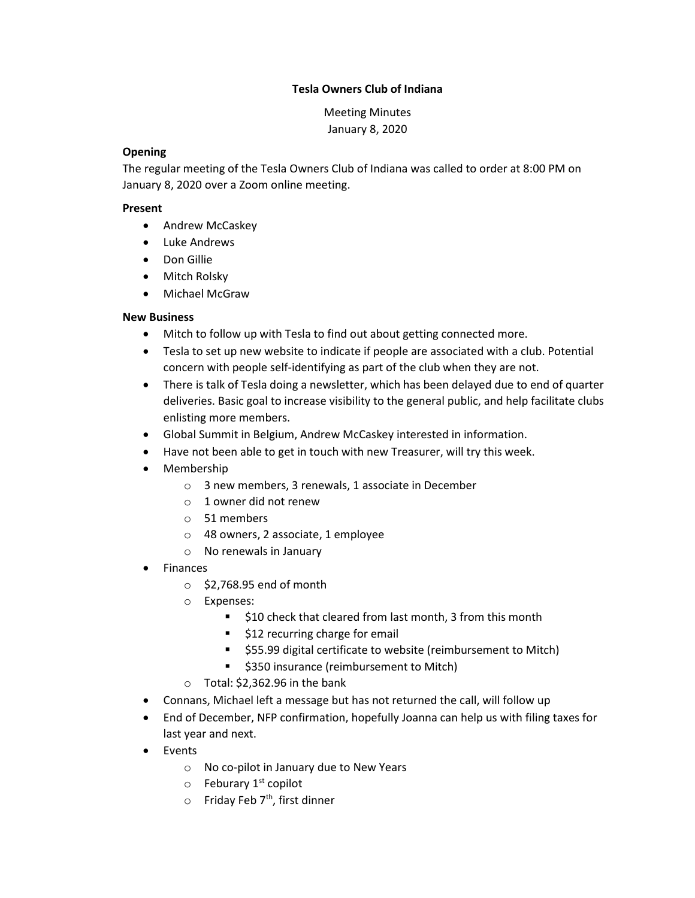**Tesla Owners Club of Indiana**

Meeting Minutes
January 8, 2020

**Opening**

The regular meeting of the Tesla Owners Club of Indiana was called to order at 8:00 PM on January 8, 2020 over a Zoom online meeting.

**Present**

- Andrew McCaskey
- Luke Andrews
- Don Gillie
- Mitch Rolsky
- Michael McGraw

**New Business**

- Mitch to follow up with Tesla to find out about getting connected more.
- Tesla to set up new website to indicate if people are associated with a club. Potential concern with people self-identifying as part of the club when they are not.
- There is talk of Tesla doing a newsletter, which has been delayed due to end of quarter deliveries. Basic goal to increase visibility to the general public, and help facilitate clubs enlisting more members.
- Global Summit in Belgium, Andrew McCaskey interested in information.
- Have not been able to get in touch with new Treasurer, will try this week.
- Membership
  - 3 new members, 3 renewals, 1 associate in December
  - 1 owner did not renew
  - 51 members
  - 48 owners, 2 associate, 1 employee
  - No renewals in January
- Finances
  - $2,768.95 end of month
  - Expenses:
    - $10 check that cleared from last month, 3 from this month
    - $12 recurring charge for email
    - $55.99 digital certificate to website (reimbursement to Mitch)
    - $350 insurance (reimbursement to Mitch)
  - Total: $2,362.96 in the bank
- Connans, Michael left a message but has not returned the call, will follow up
- End of December, NFP confirmation, hopefully Joanna can help us with filing taxes for last year and next.
- Events
  - No co-pilot in January due to New Years
  - Feburary 1st copilot
  - Friday Feb 7th, first dinner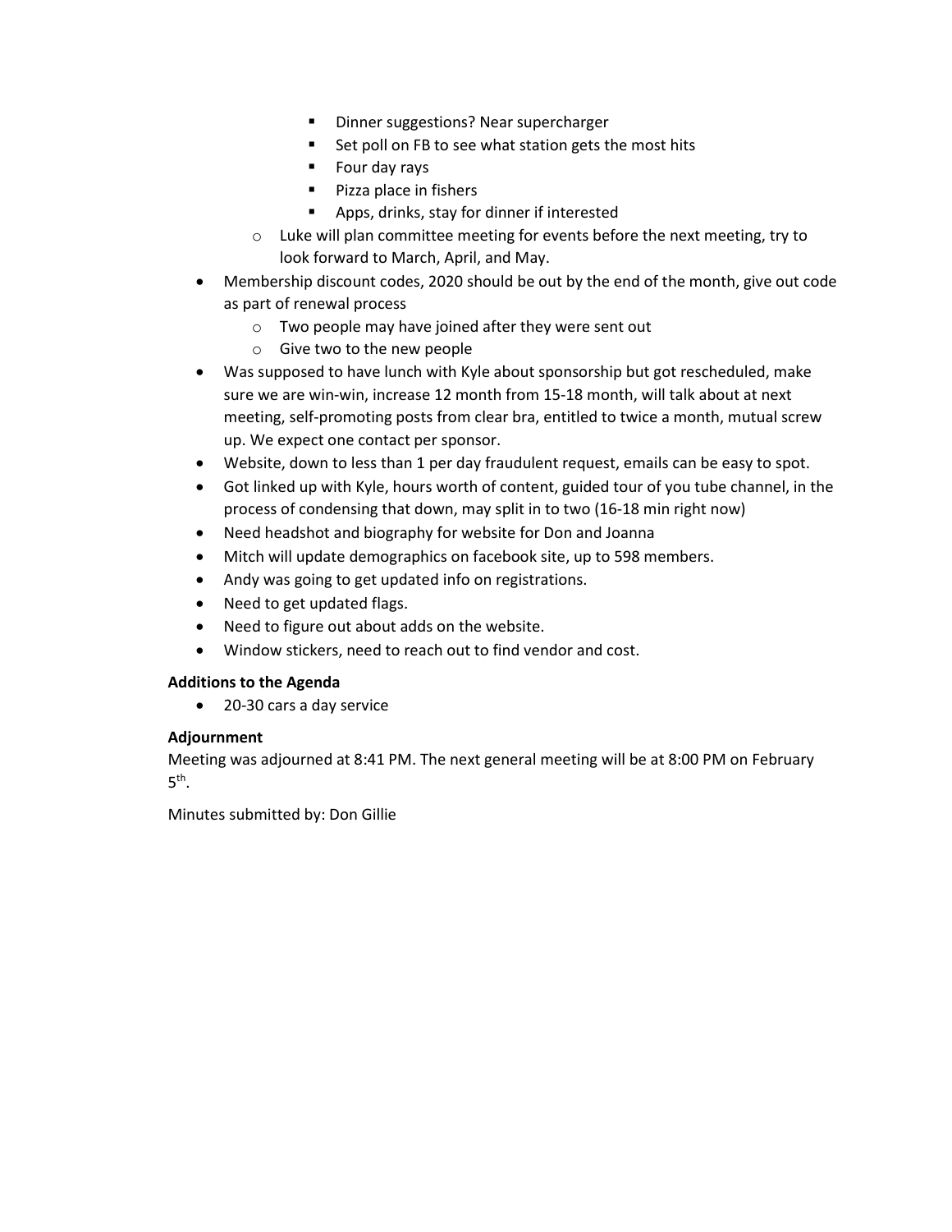- Dinner suggestions? Near supercharger
        - Set poll on FB to see what station gets the most hits
        - Four day rays
        - Pizza place in fishers
        - Apps, drinks, stay for dinner if interested
    - Luke will plan committee meeting for events before the next meeting, try to look forward to March, April, and May.
- Membership discount codes, 2020 should be out by the end of the month, give out code as part of renewal process
    - Two people may have joined after they were sent out
    - Give two to the new people
- Was supposed to have lunch with Kyle about sponsorship but got rescheduled, make sure we are win-win, increase 12 month from 15-18 month, will talk about at next meeting, self-promoting posts from clear bra, entitled to twice a month, mutual screw up. We expect one contact per sponsor.
- Website, down to less than 1 per day fraudulent request, emails can be easy to spot.
- Got linked up with Kyle, hours worth of content, guided tour of you tube channel, in the process of condensing that down, may split in to two (16-18 min right now)
- Need headshot and biography for website for Don and Joanna
- Mitch will update demographics on facebook site, up to 598 members.
- Andy was going to get updated info on registrations.
- Need to get updated flags.
- Need to figure out about adds on the website.
- Window stickers, need to reach out to find vendor and cost.

**Additions to the Agenda**

- 20-30 cars a day service

**Adjournment**

Meeting was adjourned at 8:41 PM. The next general meeting will be at 8:00 PM on February 5th.

Minutes submitted by: Don Gillie